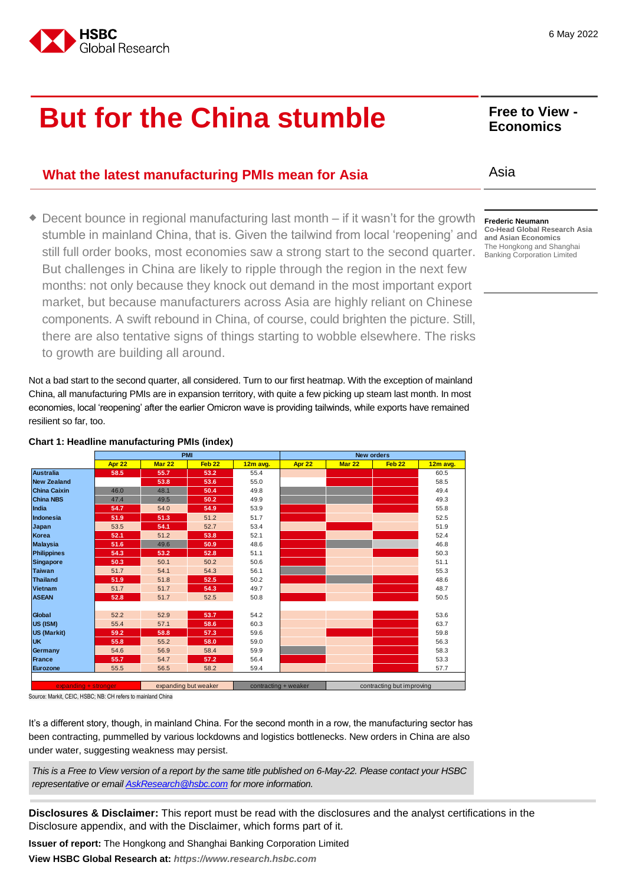6 May 2022

# But for the China stumble

**Free to View - Economics**

## What the latest manufacturing PMIs mean for Asia

Asia

- Decent bounce in regional manufacturing last month – if it wasn't for the growth stumble in mainland China, that is. Given the tailwind from local 'reopening' and still full order books, most economies saw a strong start to the second quarter. But challenges in China are likely to ripple through the region in the next few months: not only because they knock out demand in the most important export market, but because manufacturers across Asia are highly reliant on Chinese components. A swift rebound in China, of course, could brighten the picture. Still, there are also tentative signs of things starting to wobble elsewhere. The risks to growth are building all around.

**Frederic Neumann**
**Co-Head Global Research Asia and Asian Economics**
The Hongkong and Shanghai Banking Corporation Limited

Not a bad start to the second quarter, all considered. Turn to our first heatmap. With the exception of mainland China, all manufacturing PMIs are in expansion territory, with quite a few picking up steam last month. In most economies, local 'reopening' after the earlier Omicron wave is providing tailwinds, while exports have remained resilient so far, too.

**Chart 1: Headline manufacturing PMIs (index)**

| | PMI | | | | New orders | | | |
|---|---|---|---|---|---|---|---|---|
| | Apr 22 | Mar 22 | Feb 22 | 12m avg. | Apr 22 | Mar 22 | Feb 22 | 12m avg. |
| Australia | 58.5 | 55.7 | 53.2 | 55.4 | | | | 60.5 |
| New Zealand | | 53.8 | 53.6 | 55.0 | | | | 58.5 |
| China Caixin | 46.0 | 48.1 | 50.4 | 49.8 | | | | 49.4 |
| China NBS | 47.4 | 49.5 | 50.2 | 49.9 | | | | 49.3 |
| India | 54.7 | 54.0 | 54.9 | 53.9 | | | | 55.8 |
| Indonesia | 51.9 | 51.3 | 51.2 | 51.7 | | | | 52.5 |
| Japan | 53.5 | 54.1 | 52.7 | 53.4 | | | | 51.9 |
| Korea | 52.1 | 51.2 | 53.8 | 52.1 | | | | 52.4 |
| Malaysia | 51.6 | 49.6 | 50.9 | 48.6 | | | | 46.8 |
| Philippines | 54.3 | 53.2 | 52.8 | 51.1 | | | | 50.3 |
| Singapore | 50.3 | 50.1 | 50.2 | 50.6 | | | | 51.1 |
| Taiwan | 51.7 | 54.1 | 54.3 | 56.1 | | | | 55.3 |
| Thailand | 51.9 | 51.8 | 52.5 | 50.2 | | | | 48.6 |
| Vietnam | 51.7 | 51.7 | 54.3 | 49.7 | | | | 48.7 |
| ASEAN | 52.8 | 51.7 | 52.5 | 50.8 | | | | 50.5 |
| | | | | | | | | |
| Global | 52.2 | 52.9 | 53.7 | 54.2 | | | | 53.6 |
| US (ISM) | 55.4 | 57.1 | 58.6 | 60.3 | | | | 63.7 |
| US (Markit) | 59.2 | 58.8 | 57.3 | 59.6 | | | | 59.8 |
| UK | 55.8 | 55.2 | 58.0 | 59.0 | | | | 56.3 |
| Germany | 54.6 | 56.9 | 58.4 | 59.9 | | | | 58.3 |
| France | 55.7 | 54.7 | 57.2 | 56.4 | | | | 53.3 |
| Eurozone | 55.5 | 56.5 | 58.2 | 59.4 | | | | 57.7 |

Legend: expanding + stronger | expanding but weaker | contracting + weaker | contracting but improving

Source: Markit, CEIC, HSBC; NB: CH refers to mainland China

It's a different story, though, in mainland China. For the second month in a row, the manufacturing sector has been contracting, pummelled by various lockdowns and logistics bottlenecks. New orders in China are also under water, suggesting weakness may persist.

*This is a Free to View version of a report by the same title published on 6-May-22. Please contact your HSBC representative or email AskResearch@hsbc.com for more information.*

**Disclosures & Disclaimer:** This report must be read with the disclosures and the analyst certifications in the Disclosure appendix, and with the Disclaimer, which forms part of it.

**Issuer of report:** The Hongkong and Shanghai Banking Corporation Limited

**View HSBC Global Research at:** ***https://www.research.hsbc.com***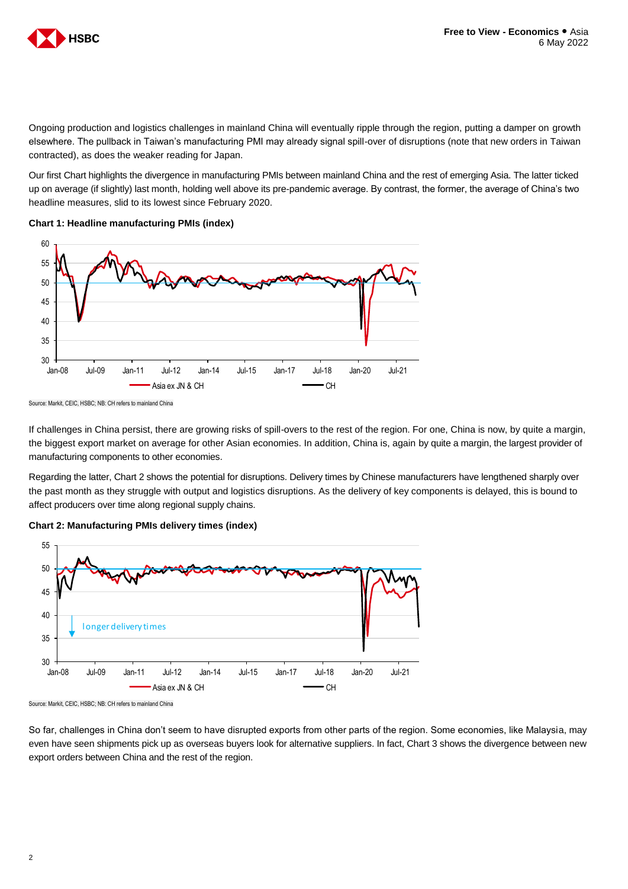Ongoing production and logistics challenges in mainland China will eventually ripple through the region, putting a damper on growth elsewhere. The pullback in Taiwan's manufacturing PMI may already signal spill-over of disruptions (note that new orders in Taiwan contracted), as does the weaker reading for Japan.

Our first Chart highlights the divergence in manufacturing PMIs between mainland China and the rest of emerging Asia. The latter ticked up on average (if slightly) last month, holding well above its pre-pandemic average. By contrast, the former, the average of China's two headline measures, slid to its lowest since February 2020.

**Chart 1: Headline manufacturing PMIs (index)**

Source: Markit, CEIC, HSBC; NB: CH refers to mainland China

If challenges in China persist, there are growing risks of spill-overs to the rest of the region. For one, China is now, by quite a margin, the biggest export market on average for other Asian economies. In addition, China is, again by quite a margin, the largest provider of manufacturing components to other economies.

Regarding the latter, Chart 2 shows the potential for disruptions. Delivery times by Chinese manufacturers have lengthened sharply over the past month as they struggle with output and logistics disruptions. As the delivery of key components is delayed, this is bound to affect producers over time along regional supply chains.

**Chart 2: Manufacturing PMIs delivery times (index)**

Source: Markit, CEIC, HSBC; NB: CH refers to mainland China

So far, challenges in China don't seem to have disrupted exports from other parts of the region. Some economies, like Malaysia, may even have seen shipments pick up as overseas buyers look for alternative suppliers. In fact, Chart 3 shows the divergence between new export orders between China and the rest of the region.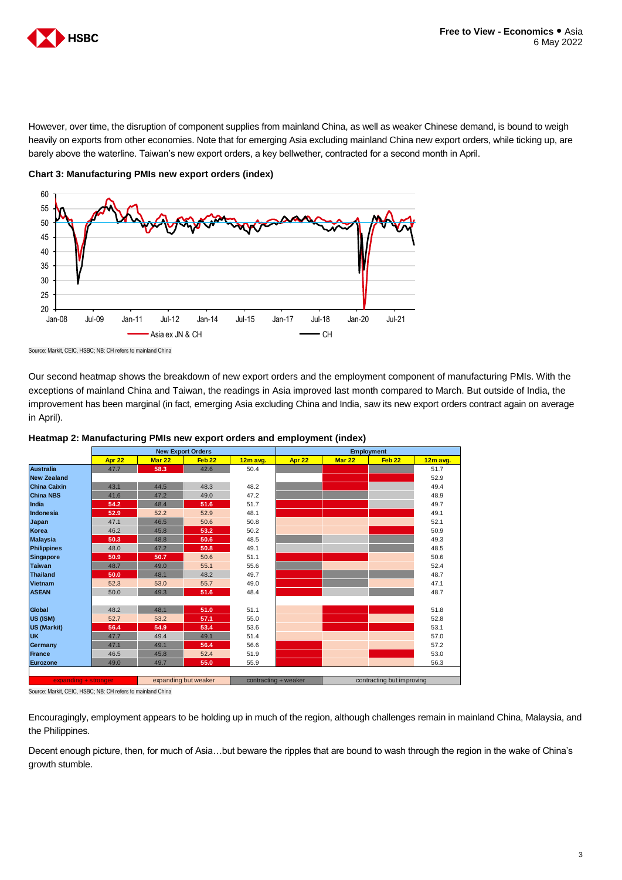However, over time, the disruption of component supplies from mainland China, as well as weaker Chinese demand, is bound to weigh heavily on exports from other economies. Note that for emerging Asia excluding mainland China new export orders, while ticking up, are barely above the waterline. Taiwan's new export orders, a key bellwether, contracted for a second month in April.

**Chart 3: Manufacturing PMIs new export orders (index)**

Source: Markit, CEIC, HSBC; NB: CH refers to mainland China

Our second heatmap shows the breakdown of new export orders and the employment component of manufacturing PMIs. With the exceptions of mainland China and Taiwan, the readings in Asia improved last month compared to March. But outside of India, the improvement has been marginal (in fact, emerging Asia excluding China and India, saw its new export orders contract again on average in April).

**Heatmap 2: Manufacturing PMIs new export orders and employment (index)**

| | New Export Orders | | | | Employment | | | |
|---|---|---|---|---|---|---|---|---|
| | Apr 22 | Mar 22 | Feb 22 | 12m avg. | Apr 22 | Mar 22 | Feb 22 | 12m avg. |
| Australia | 47.7 | 58.3 | 42.6 | 50.4 | | | | 51.7 |
| New Zealand | | | | | | | | 52.9 |
| China Caixin | 43.1 | 44.5 | 48.3 | 48.2 | | | | 49.4 |
| China NBS | 41.6 | 47.2 | 49.0 | 47.2 | | | | 48.9 |
| India | 54.2 | 48.4 | 51.6 | 51.7 | | | | 49.7 |
| Indonesia | 52.9 | 52.2 | 52.9 | 48.1 | | | | 49.1 |
| Japan | 47.1 | 46.5 | 50.6 | 50.8 | | | | 52.1 |
| Korea | 46.2 | 45.8 | 53.2 | 50.2 | | | | 50.9 |
| Malaysia | 50.3 | 48.8 | 50.6 | 48.5 | | | | 49.3 |
| Philippines | 48.0 | 47.2 | 50.8 | 49.1 | | | | 48.5 |
| Singapore | 50.9 | 50.7 | 50.6 | 51.1 | | | | 50.6 |
| Taiwan | 48.7 | 49.0 | 55.1 | 55.6 | | | | 52.4 |
| Thailand | 50.0 | 48.1 | 48.2 | 49.7 | | | | 48.7 |
| Vietnam | 52.3 | 53.0 | 55.7 | 49.0 | | | | 47.1 |
| ASEAN | 50.0 | 49.3 | 51.6 | 48.4 | | | | 48.7 |
| | | | | | | | | |
| Global | 48.2 | 48.1 | 51.0 | 51.1 | | | | 51.8 |
| US (ISM) | 52.7 | 53.2 | 57.1 | 55.0 | | | | 52.8 |
| US (Markit) | 56.4 | 54.9 | 53.4 | 53.6 | | | | 53.1 |
| UK | 47.7 | 49.4 | 49.1 | 51.4 | | | | 57.0 |
| Germany | 47.1 | 49.1 | 56.4 | 56.6 | | | | 57.2 |
| France | 46.5 | 45.8 | 52.4 | 51.9 | | | | 53.0 |
| Eurozone | 49.0 | 49.7 | 55.0 | 55.9 | | | | 56.3 |

Legend: expanding + stronger | expanding but weaker | contracting + weaker | contracting but improving

Source: Markit, CEIC, HSBC; NB: CH refers to mainland China

Encouragingly, employment appears to be holding up in much of the region, although challenges remain in mainland China, Malaysia, and the Philippines.

Decent enough picture, then, for much of Asia…but beware the ripples that are bound to wash through the region in the wake of China's growth stumble.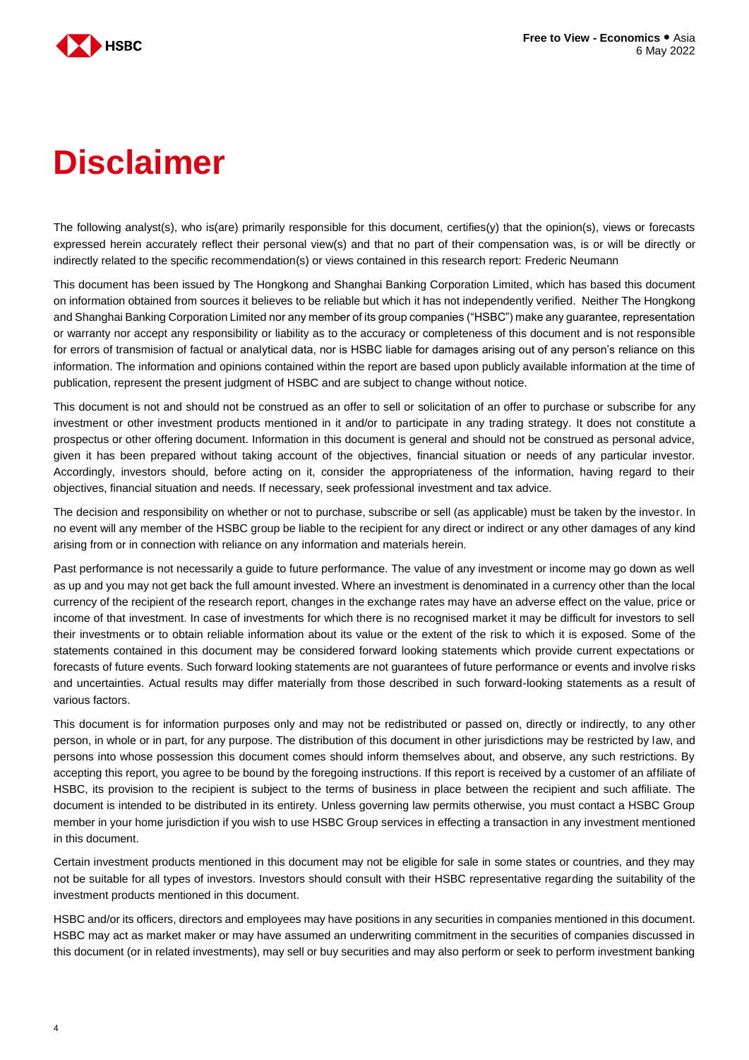# Disclaimer

The following analyst(s), who is(are) primarily responsible for this document, certifies(y) that the opinion(s), views or forecasts expressed herein accurately reflect their personal view(s) and that no part of their compensation was, is or will be directly or indirectly related to the specific recommendation(s) or views contained in this research report: Frederic Neumann

This document has been issued by The Hongkong and Shanghai Banking Corporation Limited, which has based this document on information obtained from sources it believes to be reliable but which it has not independently verified. Neither The Hongkong and Shanghai Banking Corporation Limited nor any member of its group companies ("HSBC") make any guarantee, representation or warranty nor accept any responsibility or liability as to the accuracy or completeness of this document and is not responsible for errors of transmision of factual or analytical data, nor is HSBC liable for damages arising out of any person's reliance on this information. The information and opinions contained within the report are based upon publicly available information at the time of publication, represent the present judgment of HSBC and are subject to change without notice.

This document is not and should not be construed as an offer to sell or solicitation of an offer to purchase or subscribe for any investment or other investment products mentioned in it and/or to participate in any trading strategy. It does not constitute a prospectus or other offering document. Information in this document is general and should not be construed as personal advice, given it has been prepared without taking account of the objectives, financial situation or needs of any particular investor. Accordingly, investors should, before acting on it, consider the appropriateness of the information, having regard to their objectives, financial situation and needs. If necessary, seek professional investment and tax advice.

The decision and responsibility on whether or not to purchase, subscribe or sell (as applicable) must be taken by the investor. In no event will any member of the HSBC group be liable to the recipient for any direct or indirect or any other damages of any kind arising from or in connection with reliance on any information and materials herein.

Past performance is not necessarily a guide to future performance. The value of any investment or income may go down as well as up and you may not get back the full amount invested. Where an investment is denominated in a currency other than the local currency of the recipient of the research report, changes in the exchange rates may have an adverse effect on the value, price or income of that investment. In case of investments for which there is no recognised market it may be difficult for investors to sell their investments or to obtain reliable information about its value or the extent of the risk to which it is exposed. Some of the statements contained in this document may be considered forward looking statements which provide current expectations or forecasts of future events. Such forward looking statements are not guarantees of future performance or events and involve risks and uncertainties. Actual results may differ materially from those described in such forward-looking statements as a result of various factors.

This document is for information purposes only and may not be redistributed or passed on, directly or indirectly, to any other person, in whole or in part, for any purpose. The distribution of this document in other jurisdictions may be restricted by law, and persons into whose possession this document comes should inform themselves about, and observe, any such restrictions. By accepting this report, you agree to be bound by the foregoing instructions. If this report is received by a customer of an affiliate of HSBC, its provision to the recipient is subject to the terms of business in place between the recipient and such affiliate. The document is intended to be distributed in its entirety. Unless governing law permits otherwise, you must contact a HSBC Group member in your home jurisdiction if you wish to use HSBC Group services in effecting a transaction in any investment mentioned in this document.

Certain investment products mentioned in this document may not be eligible for sale in some states or countries, and they may not be suitable for all types of investors. Investors should consult with their HSBC representative regarding the suitability of the investment products mentioned in this document.

HSBC and/or its officers, directors and employees may have positions in any securities in companies mentioned in this document. HSBC may act as market maker or may have assumed an underwriting commitment in the securities of companies discussed in this document (or in related investments), may sell or buy securities and may also perform or seek to perform investment banking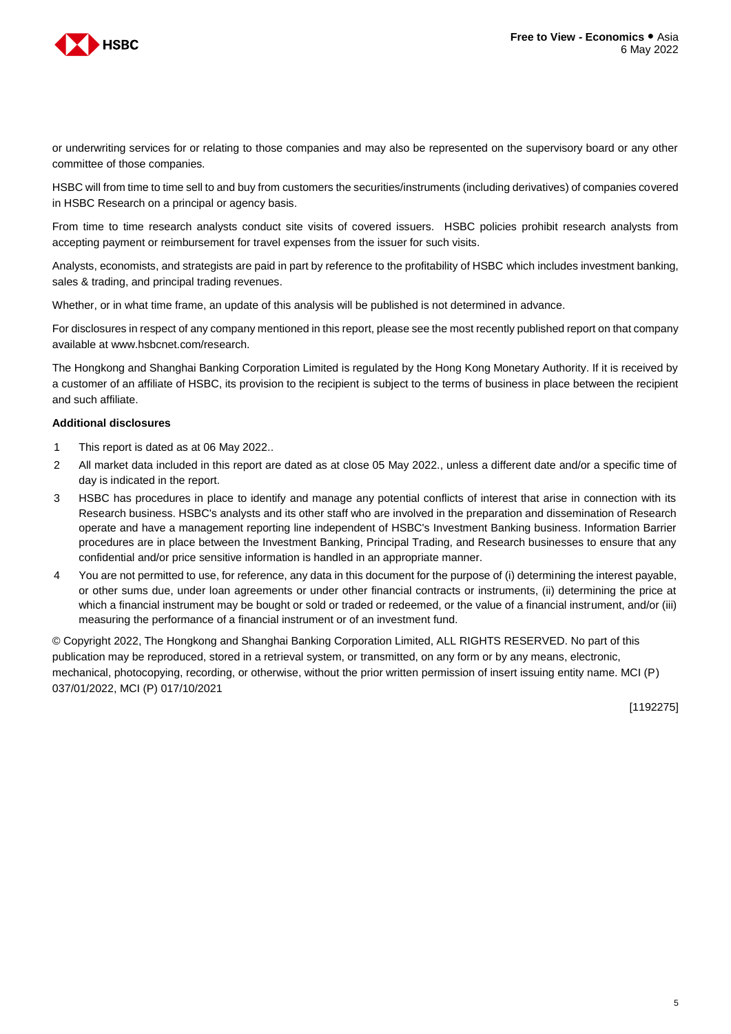or underwriting services for or relating to those companies and may also be represented on the supervisory board or any other committee of those companies.

HSBC will from time to time sell to and buy from customers the securities/instruments (including derivatives) of companies covered in HSBC Research on a principal or agency basis.

From time to time research analysts conduct site visits of covered issuers. HSBC policies prohibit research analysts from accepting payment or reimbursement for travel expenses from the issuer for such visits.

Analysts, economists, and strategists are paid in part by reference to the profitability of HSBC which includes investment banking, sales & trading, and principal trading revenues.

Whether, or in what time frame, an update of this analysis will be published is not determined in advance.

For disclosures in respect of any company mentioned in this report, please see the most recently published report on that company available at www.hsbcnet.com/research.

The Hongkong and Shanghai Banking Corporation Limited is regulated by the Hong Kong Monetary Authority. If it is received by a customer of an affiliate of HSBC, its provision to the recipient is subject to the terms of business in place between the recipient and such affiliate.

**Additional disclosures**

1. This report is dated as at 06 May 2022..
2. All market data included in this report are dated as at close 05 May 2022., unless a different date and/or a specific time of day is indicated in the report.
3. HSBC has procedures in place to identify and manage any potential conflicts of interest that arise in connection with its Research business. HSBC's analysts and its other staff who are involved in the preparation and dissemination of Research operate and have a management reporting line independent of HSBC's Investment Banking business. Information Barrier procedures are in place between the Investment Banking, Principal Trading, and Research businesses to ensure that any confidential and/or price sensitive information is handled in an appropriate manner.
4. You are not permitted to use, for reference, any data in this document for the purpose of (i) determining the interest payable, or other sums due, under loan agreements or under other financial contracts or instruments, (ii) determining the price at which a financial instrument may be bought or sold or traded or redeemed, or the value of a financial instrument, and/or (iii) measuring the performance of a financial instrument or of an investment fund.

© Copyright 2022, The Hongkong and Shanghai Banking Corporation Limited, ALL RIGHTS RESERVED. No part of this publication may be reproduced, stored in a retrieval system, or transmitted, on any form or by any means, electronic, mechanical, photocopying, recording, or otherwise, without the prior written permission of insert issuing entity name. MCI (P) 037/01/2022, MCI (P) 017/10/2021

[1192275]